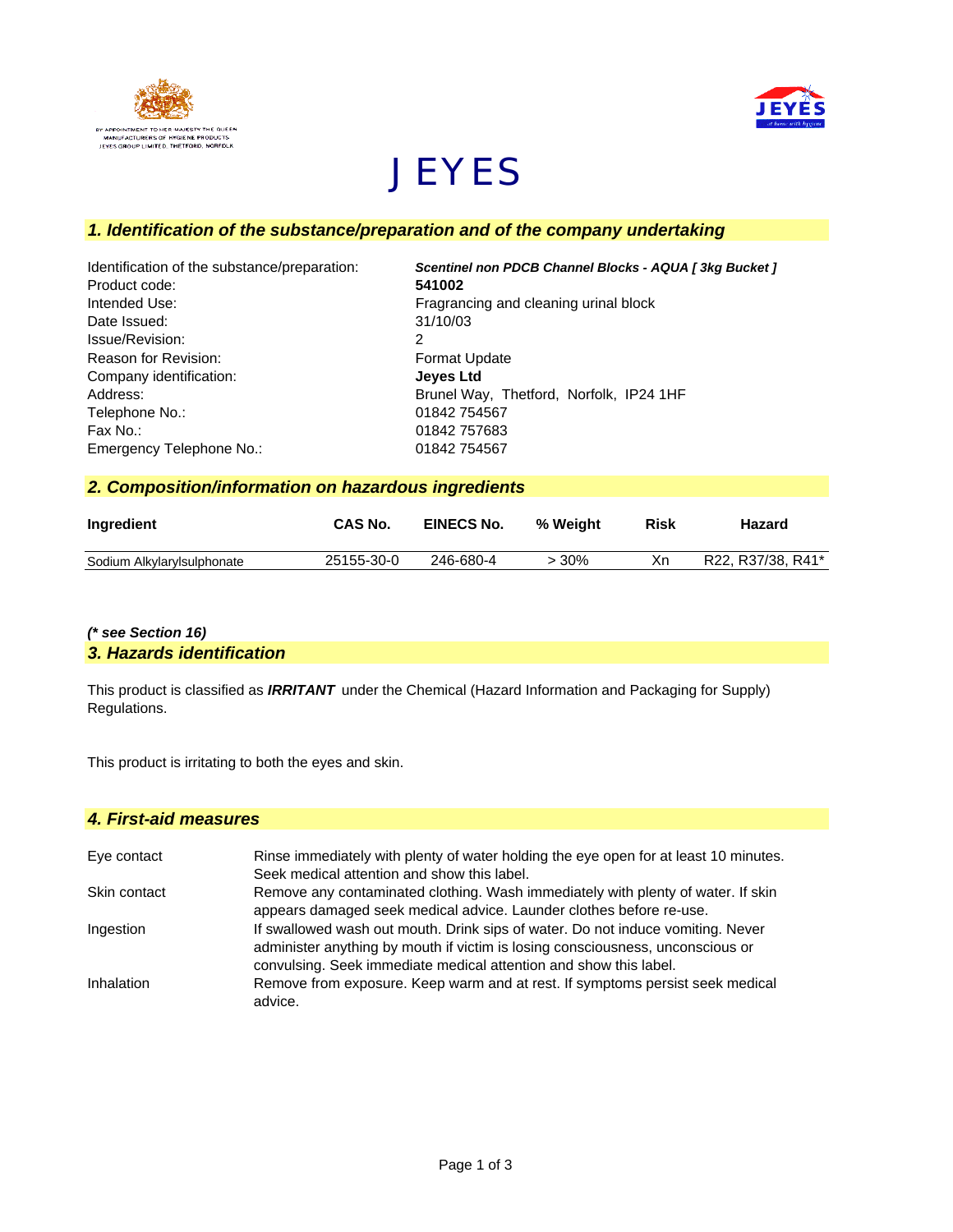BY APPOINTMENT TO HER MAJESTY THE QUEEN
MANUFACTURERS OF HYGIENE PRODUCTS
JEYES GROUP LIMITED, THETFORD, NORFOLK

# JEYES

## *1. Identification of the substance/preparation and of the company undertaking*

| | |
|---|---|
| Identification of the substance/preparation: | ***Scentinel non PDCB Channel Blocks - AQUA [ 3kg Bucket ]*** |
| Product code: | **541002** |
| Intended Use: | Fragrancing and cleaning urinal block |
| Date Issued: | 31/10/03 |
| Issue/Revision: | 2 |
| Reason for Revision: | Format Update |
| Company identification: | **Jeyes Ltd** |
| Address: | Brunel Way, Thetford, Norfolk, IP24 1HF |
| Telephone No.: | 01842 754567 |
| Fax No.: | 01842 757683 |
| Emergency Telephone No.: | 01842 754567 |

## *2. Composition/information on hazardous ingredients*

| Ingredient | CAS No. | EINECS No. | % Weight | Risk | Hazard |
|---|---|---|---|---|---|
| Sodium Alkylarylsulphonate | 25155-30-0 | 246-680-4 | > 30% | Xn | R22, R37/38, R41* |

***(\* see Section 16)***

## *3. Hazards identification*

This product is classified as ***IRRITANT*** under the Chemical (Hazard Information and Packaging for Supply) Regulations.

This product is irritating to both the eyes and skin.

## *4. First-aid measures*

| | |
|---|---|
| Eye contact | Rinse immediately with plenty of water holding the eye open for at least 10 minutes. Seek medical attention and show this label. |
| Skin contact | Remove any contaminated clothing. Wash immediately with plenty of water. If skin appears damaged seek medical advice. Launder clothes before re-use. |
| Ingestion | If swallowed wash out mouth. Drink sips of water. Do not induce vomiting. Never administer anything by mouth if victim is losing consciousness, unconscious or convulsing. Seek immediate medical attention and show this label. |
| Inhalation | Remove from exposure. Keep warm and at rest. If symptoms persist seek medical advice. |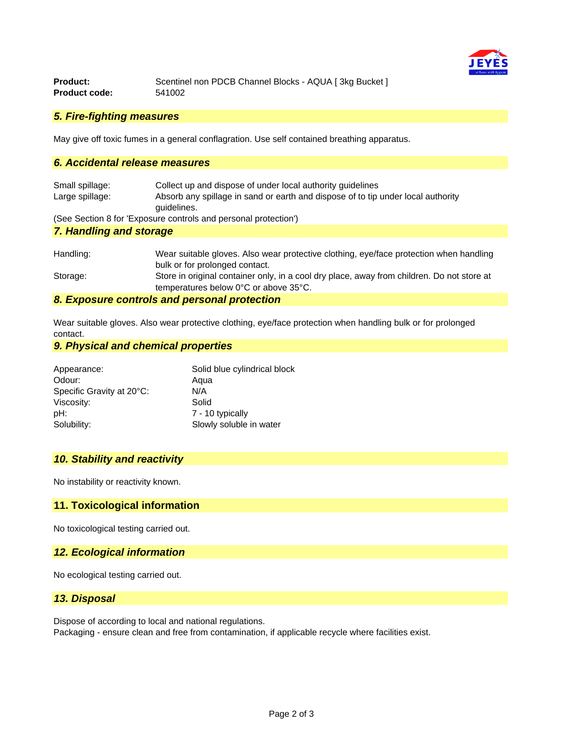**Product:** Scentinel non PDCB Channel Blocks - AQUA [ 3kg Bucket ]
**Product code:** 541002

## *5. Fire-fighting measures*

May give off toxic fumes in a general conflagration. Use self contained breathing apparatus.

## *6. Accidental release measures*

| | |
|---|---|
| Small spillage: | Collect up and dispose of under local authority guidelines |
| Large spillage: | Absorb any spillage in sand or earth and dispose of to tip under local authority guidelines. |

(See Section 8 for 'Exposure controls and personal protection')

## *7. Handling and storage*

| | |
|---|---|
| Handling: | Wear suitable gloves. Also wear protective clothing, eye/face protection when handling bulk or for prolonged contact. |
| Storage: | Store in original container only, in a cool dry place, away from children. Do not store at temperatures below 0°C or above 35°C. |

## *8. Exposure controls and personal protection*

Wear suitable gloves. Also wear protective clothing, eye/face protection when handling bulk or for prolonged contact.

## *9. Physical and chemical properties*

| | |
|---|---|
| Appearance: | Solid blue cylindrical block |
| Odour: | Aqua |
| Specific Gravity at 20°C: | N/A |
| Viscosity: | Solid |
| pH: | 7 - 10 typically |
| Solubility: | Slowly soluble in water |

## *10. Stability and reactivity*

No instability or reactivity known.

## 11. Toxicological information

No toxicological testing carried out.

## *12. Ecological information*

No ecological testing carried out.

## *13. Disposal*

Dispose of according to local and national regulations.
Packaging - ensure clean and free from contamination, if applicable recycle where facilities exist.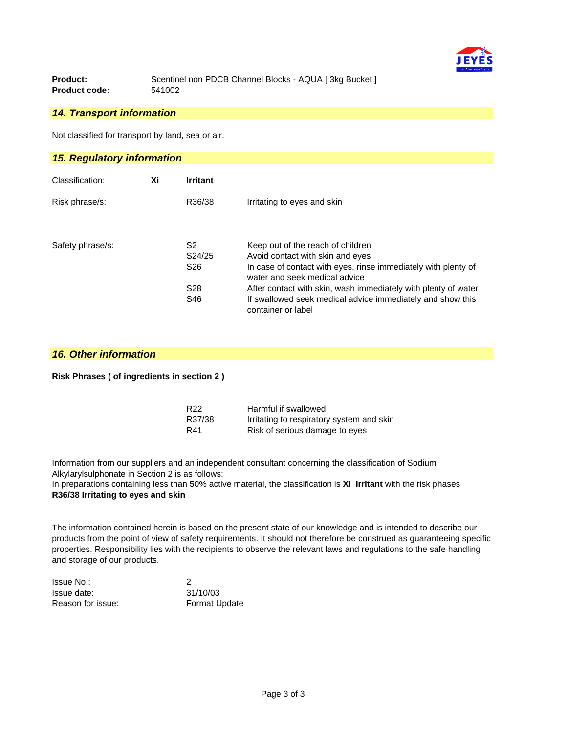**Product:** Scentinel non PDCB Channel Blocks - AQUA [ 3kg Bucket ]
**Product code:** 541002

## *14. Transport information*

Not classified for transport by land, sea or air.

## *15. Regulatory information*

| | | | |
|---|---|---|---|
| Classification: | **Xi** | **Irritant** | |
| Risk phrase/s: | | R36/38 | Irritating to eyes and skin |
| Safety phrase/s: | | S2 | Keep out of the reach of children |
| | | S24/25 | Avoid contact with skin and eyes |
| | | S26 | In case of contact with eyes, rinse immediately with plenty of water and seek medical advice |
| | | S28 | After contact with skin, wash immediately with plenty of water |
| | | S46 | If swallowed seek medical advice immediately and show this container or label |

## *16. Other information*

**Risk Phrases ( of ingredients in section 2 )**

| | |
|---|---|
| R22 | Harmful if swallowed |
| R37/38 | Irritating to respiratory system and skin |
| R41 | Risk of serious damage to eyes |

Information from our suppliers and an independent consultant concerning the classification of Sodium Alkylarylsulphonate in Section 2 is as follows:
In preparations containing less than 50% active material, the classification is **Xi Irritant** with the risk phases **R36/38 Irritating to eyes and skin**

The information contained herein is based on the present state of our knowledge and is intended to describe our products from the point of view of safety requirements. It should not therefore be construed as guaranteeing specific properties. Responsibility lies with the recipients to observe the relevant laws and regulations to the safe handling and storage of our products.

| | |
|---|---|
| Issue No.: | 2 |
| Issue date: | 31/10/03 |
| Reason for issue: | Format Update |